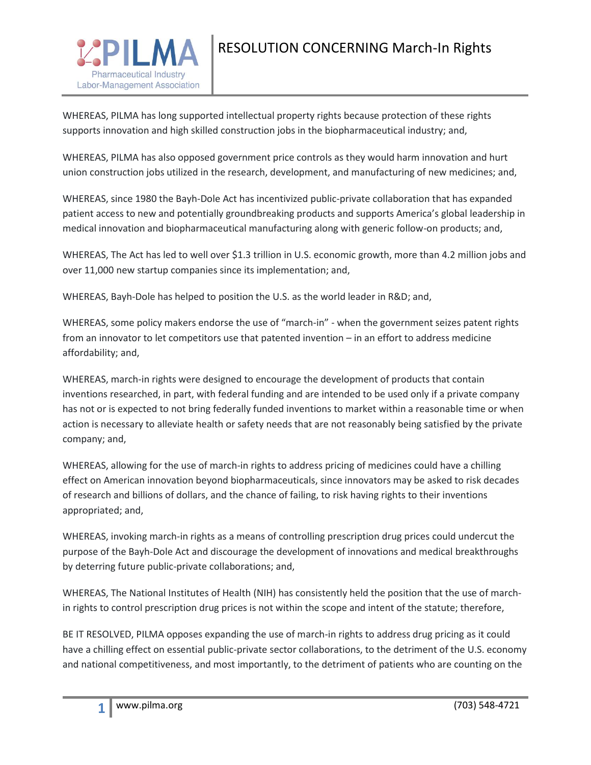# RESOLUTION CONCERNING March-In Rights

WHEREAS, PILMA has long supported intellectual property rights because protection of these rights supports innovation and high skilled construction jobs in the biopharmaceutical industry; and,

WHEREAS, PILMA has also opposed government price controls as they would harm innovation and hurt union construction jobs utilized in the research, development, and manufacturing of new medicines; and,

WHEREAS, since 1980 the Bayh-Dole Act has incentivized public-private collaboration that has expanded patient access to new and potentially groundbreaking products and supports America's global leadership in medical innovation and biopharmaceutical manufacturing along with generic follow-on products; and,

WHEREAS, The Act has led to well over $1.3 trillion in U.S. economic growth, more than 4.2 million jobs and over 11,000 new startup companies since its implementation; and,

WHEREAS, Bayh-Dole has helped to position the U.S. as the world leader in R&D; and,

WHEREAS, some policy makers endorse the use of "march-in" - when the government seizes patent rights from an innovator to let competitors use that patented invention – in an effort to address medicine affordability; and,

WHEREAS, march-in rights were designed to encourage the development of products that contain inventions researched, in part, with federal funding and are intended to be used only if a private company has not or is expected to not bring federally funded inventions to market within a reasonable time or when action is necessary to alleviate health or safety needs that are not reasonably being satisfied by the private company; and,

WHEREAS, allowing for the use of march-in rights to address pricing of medicines could have a chilling effect on American innovation beyond biopharmaceuticals, since innovators may be asked to risk decades of research and billions of dollars, and the chance of failing, to risk having rights to their inventions appropriated; and,

WHEREAS, invoking march-in rights as a means of controlling prescription drug prices could undercut the purpose of the Bayh-Dole Act and discourage the development of innovations and medical breakthroughs by deterring future public-private collaborations; and,

WHEREAS, The National Institutes of Health (NIH) has consistently held the position that the use of march-in rights to control prescription drug prices is not within the scope and intent of the statute; therefore,

BE IT RESOLVED, PILMA opposes expanding the use of march-in rights to address drug pricing as it could have a chilling effect on essential public-private sector collaborations, to the detriment of the U.S. economy and national competitiveness, and most importantly, to the detriment of patients who are counting on the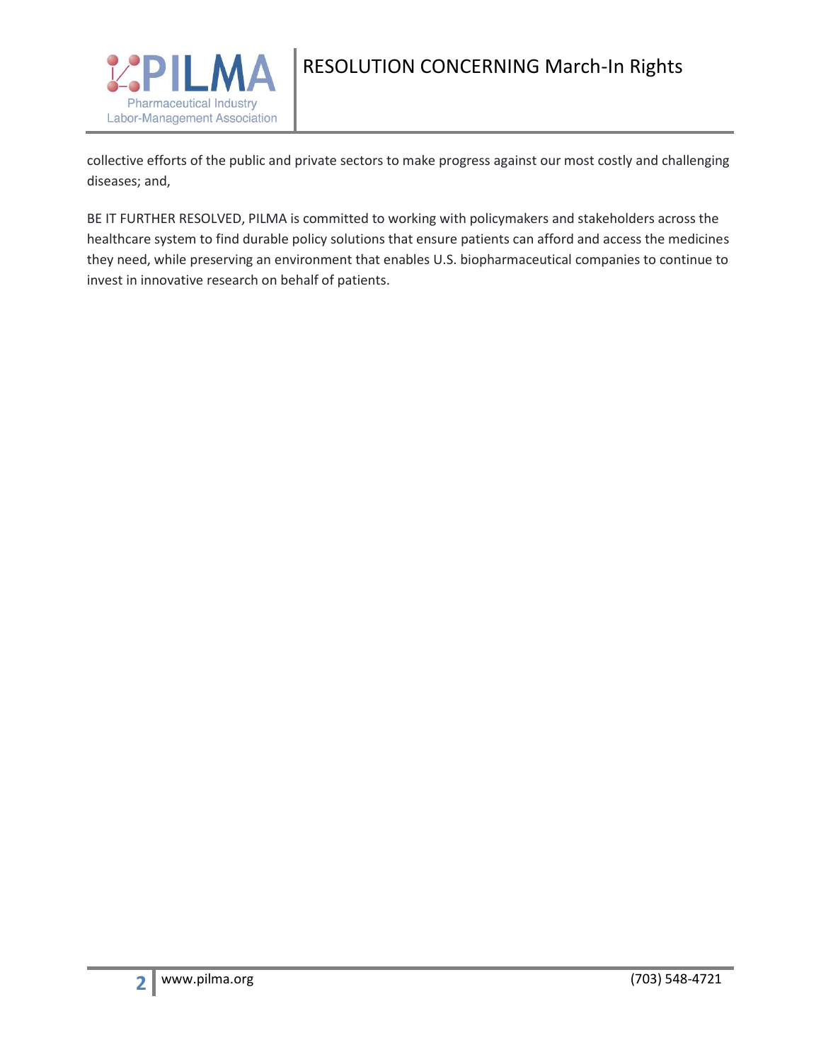collective efforts of the public and private sectors to make progress against our most costly and challenging diseases; and,

BE IT FURTHER RESOLVED, PILMA is committed to working with policymakers and stakeholders across the healthcare system to find durable policy solutions that ensure patients can afford and access the medicines they need, while preserving an environment that enables U.S. biopharmaceutical companies to continue to invest in innovative research on behalf of patients.